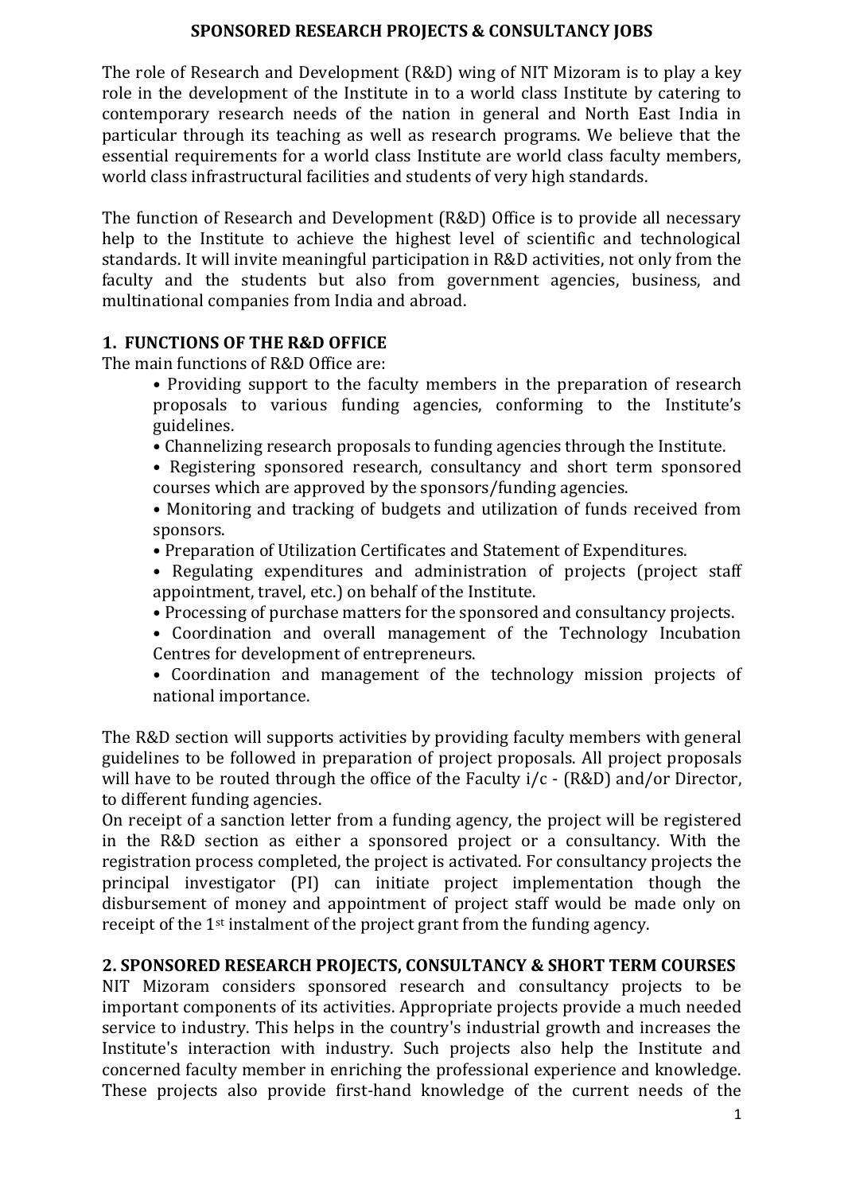# SPONSORED RESEARCH PROJECTS & CONSULTANCY JOBS

The role of Research and Development (R&D) wing of NIT Mizoram is to play a key role in the development of the Institute in to a world class Institute by catering to contemporary research needs of the nation in general and North East India in particular through its teaching as well as research programs. We believe that the essential requirements for a world class Institute are world class faculty members, world class infrastructural facilities and students of very high standards.

The function of Research and Development (R&D) Office is to provide all necessary help to the Institute to achieve the highest level of scientific and technological standards. It will invite meaningful participation in R&D activities, not only from the faculty and the students but also from government agencies, business, and multinational companies from India and abroad.

## 1. FUNCTIONS OF THE R&D OFFICE

The main functions of R&D Office are:

- Providing support to the faculty members in the preparation of research proposals to various funding agencies, conforming to the Institute's guidelines.
- Channelizing research proposals to funding agencies through the Institute.
- Registering sponsored research, consultancy and short term sponsored courses which are approved by the sponsors/funding agencies.
- Monitoring and tracking of budgets and utilization of funds received from sponsors.
- Preparation of Utilization Certificates and Statement of Expenditures.
- Regulating expenditures and administration of projects (project staff appointment, travel, etc.) on behalf of the Institute.
- Processing of purchase matters for the sponsored and consultancy projects.
- Coordination and overall management of the Technology Incubation Centres for development of entrepreneurs.
- Coordination and management of the technology mission projects of national importance.

The R&D section will supports activities by providing faculty members with general guidelines to be followed in preparation of project proposals. All project proposals will have to be routed through the office of the Faculty i/c - (R&D) and/or Director, to different funding agencies.

On receipt of a sanction letter from a funding agency, the project will be registered in the R&D section as either a sponsored project or a consultancy. With the registration process completed, the project is activated. For consultancy projects the principal investigator (PI) can initiate project implementation though the disbursement of money and appointment of project staff would be made only on receipt of the 1st instalment of the project grant from the funding agency.

## 2. SPONSORED RESEARCH PROJECTS, CONSULTANCY & SHORT TERM COURSES

NIT Mizoram considers sponsored research and consultancy projects to be important components of its activities. Appropriate projects provide a much needed service to industry. This helps in the country's industrial growth and increases the Institute's interaction with industry. Such projects also help the Institute and concerned faculty member in enriching the professional experience and knowledge. These projects also provide first-hand knowledge of the current needs of the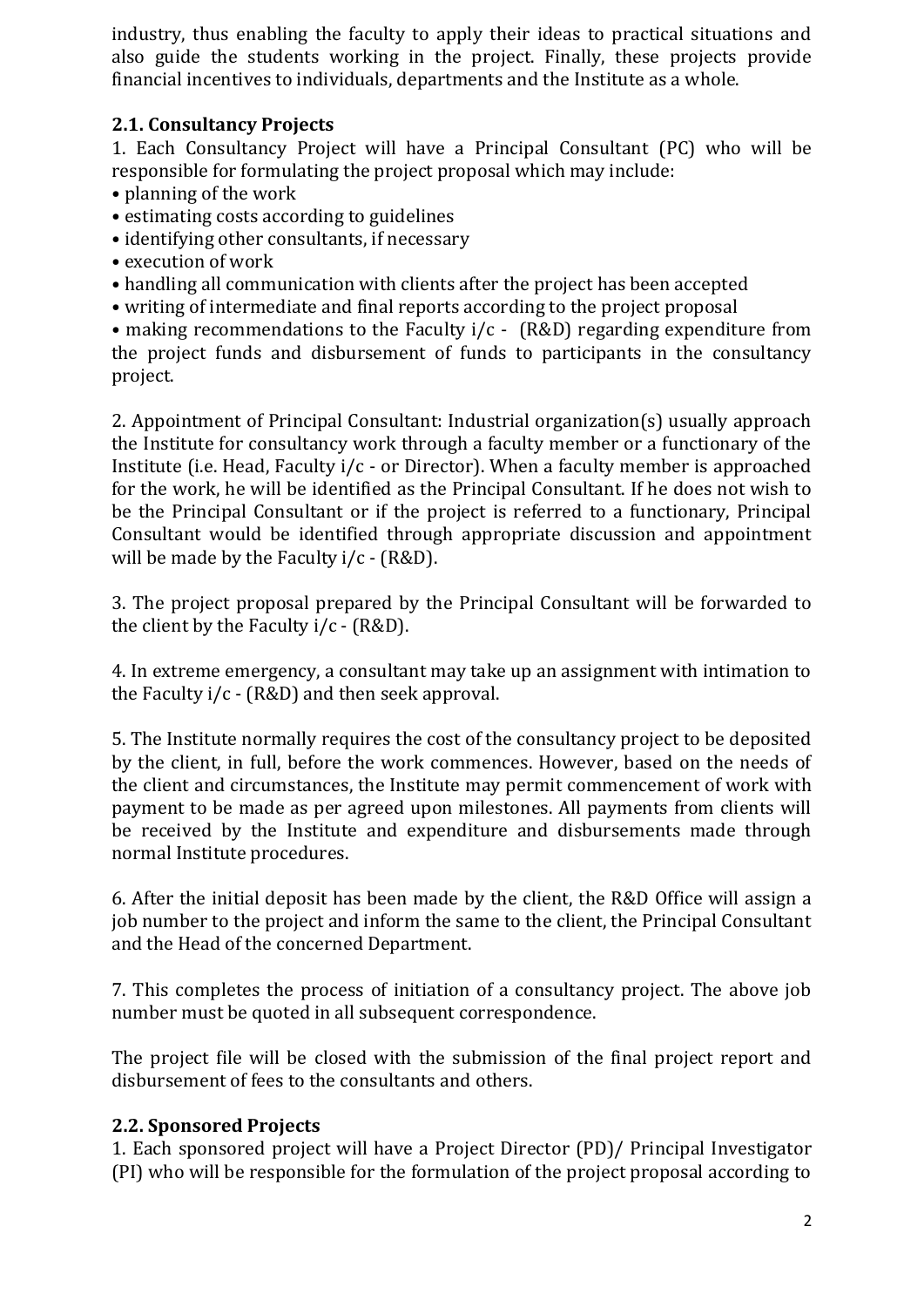industry, thus enabling the faculty to apply their ideas to practical situations and also guide the students working in the project. Finally, these projects provide financial incentives to individuals, departments and the Institute as a whole.

### 2.1. Consultancy Projects

1. Each Consultancy Project will have a Principal Consultant (PC) who will be responsible for formulating the project proposal which may include:
   - planning of the work
   - estimating costs according to guidelines
   - identifying other consultants, if necessary
   - execution of work
   - handling all communication with clients after the project has been accepted
   - writing of intermediate and final reports according to the project proposal
   - making recommendations to the Faculty i/c - (R&D) regarding expenditure from the project funds and disbursement of funds to participants in the consultancy project.

2. Appointment of Principal Consultant: Industrial organization(s) usually approach the Institute for consultancy work through a faculty member or a functionary of the Institute (i.e. Head, Faculty i/c - or Director). When a faculty member is approached for the work, he will be identified as the Principal Consultant. If he does not wish to be the Principal Consultant or if the project is referred to a functionary, Principal Consultant would be identified through appropriate discussion and appointment will be made by the Faculty i/c - (R&D).

3. The project proposal prepared by the Principal Consultant will be forwarded to the client by the Faculty i/c - (R&D).

4. In extreme emergency, a consultant may take up an assignment with intimation to the Faculty i/c - (R&D) and then seek approval.

5. The Institute normally requires the cost of the consultancy project to be deposited by the client, in full, before the work commences. However, based on the needs of the client and circumstances, the Institute may permit commencement of work with payment to be made as per agreed upon milestones. All payments from clients will be received by the Institute and expenditure and disbursements made through normal Institute procedures.

6. After the initial deposit has been made by the client, the R&D Office will assign a job number to the project and inform the same to the client, the Principal Consultant and the Head of the concerned Department.

7. This completes the process of initiation of a consultancy project. The above job number must be quoted in all subsequent correspondence.

The project file will be closed with the submission of the final project report and disbursement of fees to the consultants and others.

### 2.2. Sponsored Projects

1. Each sponsored project will have a Project Director (PD)/ Principal Investigator (PI) who will be responsible for the formulation of the project proposal according to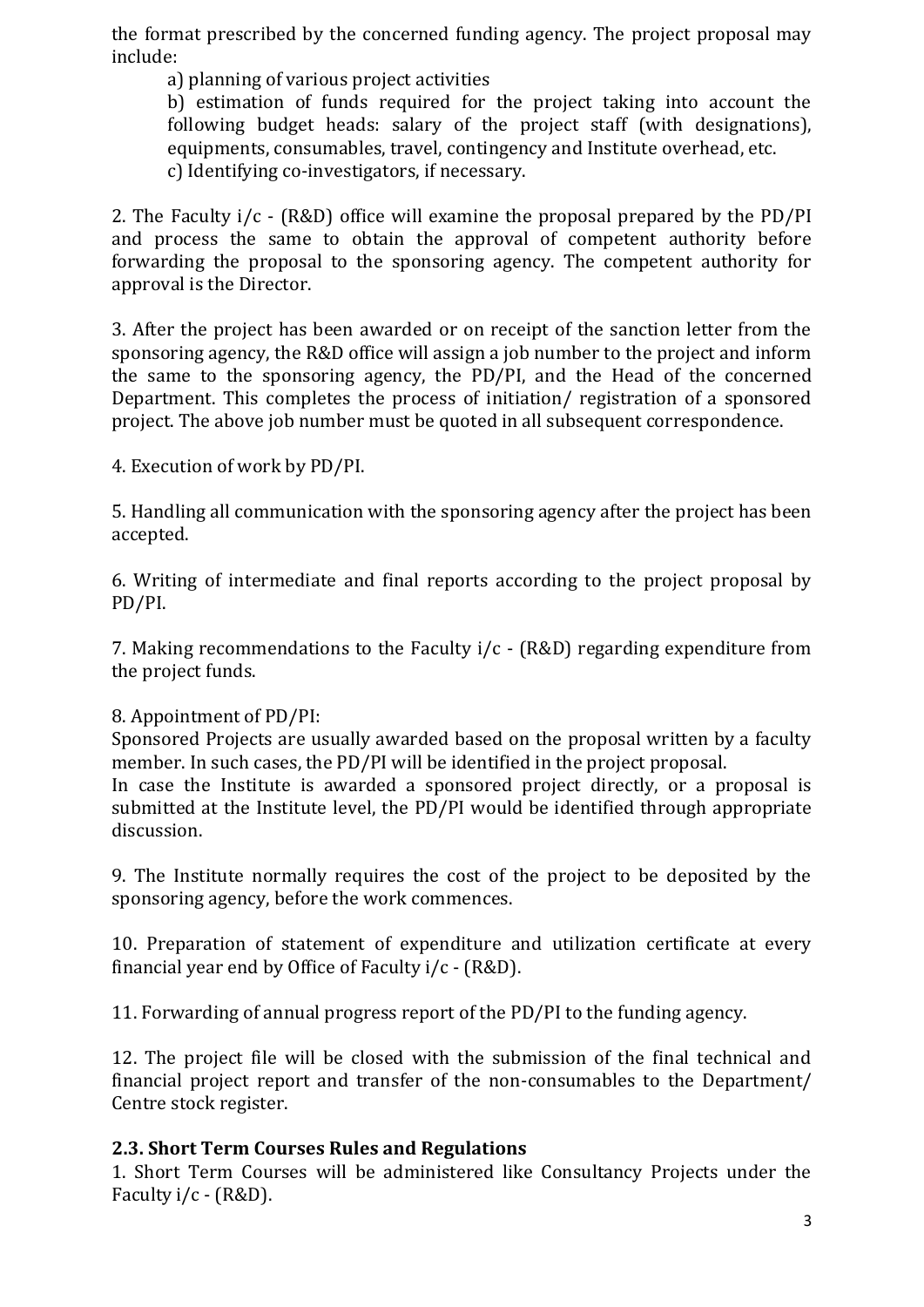the format prescribed by the concerned funding agency. The project proposal may include:

a) planning of various project activities

b) estimation of funds required for the project taking into account the following budget heads: salary of the project staff (with designations), equipments, consumables, travel, contingency and Institute overhead, etc.

c) Identifying co-investigators, if necessary.

2. The Faculty i/c - (R&D) office will examine the proposal prepared by the PD/PI and process the same to obtain the approval of competent authority before forwarding the proposal to the sponsoring agency. The competent authority for approval is the Director.

3. After the project has been awarded or on receipt of the sanction letter from the sponsoring agency, the R&D office will assign a job number to the project and inform the same to the sponsoring agency, the PD/PI, and the Head of the concerned Department. This completes the process of initiation/ registration of a sponsored project. The above job number must be quoted in all subsequent correspondence.

4. Execution of work by PD/PI.

5. Handling all communication with the sponsoring agency after the project has been accepted.

6. Writing of intermediate and final reports according to the project proposal by PD/PI.

7. Making recommendations to the Faculty i/c - (R&D) regarding expenditure from the project funds.

8. Appointment of PD/PI:

Sponsored Projects are usually awarded based on the proposal written by a faculty member. In such cases, the PD/PI will be identified in the project proposal.

In case the Institute is awarded a sponsored project directly, or a proposal is submitted at the Institute level, the PD/PI would be identified through appropriate discussion.

9. The Institute normally requires the cost of the project to be deposited by the sponsoring agency, before the work commences.

10. Preparation of statement of expenditure and utilization certificate at every financial year end by Office of Faculty i/c - (R&D).

11. Forwarding of annual progress report of the PD/PI to the funding agency.

12. The project file will be closed with the submission of the final technical and financial project report and transfer of the non-consumables to the Department/ Centre stock register.

### 2.3. Short Term Courses Rules and Regulations

1. Short Term Courses will be administered like Consultancy Projects under the Faculty i/c - (R&D).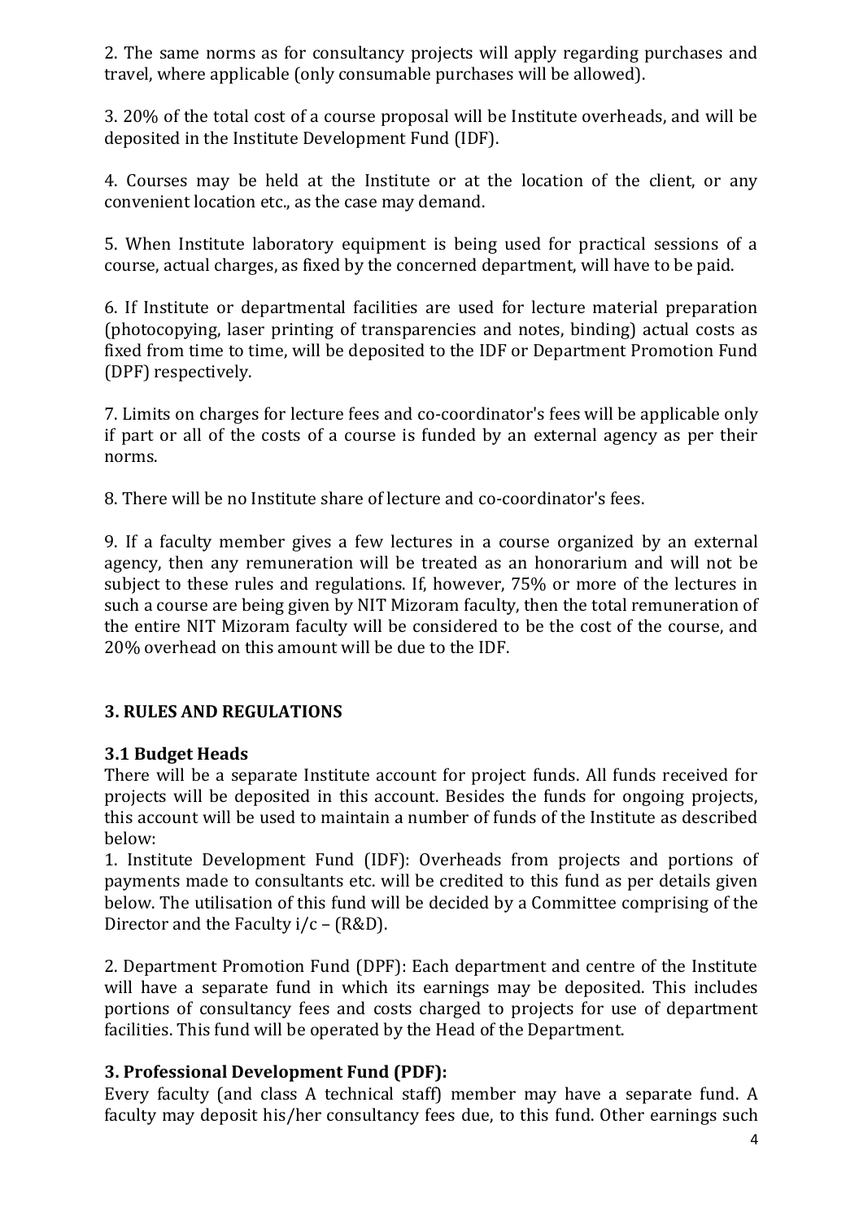2. The same norms as for consultancy projects will apply regarding purchases and travel, where applicable (only consumable purchases will be allowed).

3. 20% of the total cost of a course proposal will be Institute overheads, and will be deposited in the Institute Development Fund (IDF).

4. Courses may be held at the Institute or at the location of the client, or any convenient location etc., as the case may demand.

5. When Institute laboratory equipment is being used for practical sessions of a course, actual charges, as fixed by the concerned department, will have to be paid.

6. If Institute or departmental facilities are used for lecture material preparation (photocopying, laser printing of transparencies and notes, binding) actual costs as fixed from time to time, will be deposited to the IDF or Department Promotion Fund (DPF) respectively.

7. Limits on charges for lecture fees and co-coordinator's fees will be applicable only if part or all of the costs of a course is funded by an external agency as per their norms.

8. There will be no Institute share of lecture and co-coordinator's fees.

9. If a faculty member gives a few lectures in a course organized by an external agency, then any remuneration will be treated as an honorarium and will not be subject to these rules and regulations. If, however, 75% or more of the lectures in such a course are being given by NIT Mizoram faculty, then the total remuneration of the entire NIT Mizoram faculty will be considered to be the cost of the course, and 20% overhead on this amount will be due to the IDF.

## 3. RULES AND REGULATIONS

### 3.1 Budget Heads

There will be a separate Institute account for project funds. All funds received for projects will be deposited in this account. Besides the funds for ongoing projects, this account will be used to maintain a number of funds of the Institute as described below:

1. Institute Development Fund (IDF): Overheads from projects and portions of payments made to consultants etc. will be credited to this fund as per details given below. The utilisation of this fund will be decided by a Committee comprising of the Director and the Faculty i/c – (R&D).

2. Department Promotion Fund (DPF): Each department and centre of the Institute will have a separate fund in which its earnings may be deposited. This includes portions of consultancy fees and costs charged to projects for use of department facilities. This fund will be operated by the Head of the Department.

### 3. Professional Development Fund (PDF):

Every faculty (and class A technical staff) member may have a separate fund. A faculty may deposit his/her consultancy fees due, to this fund. Other earnings such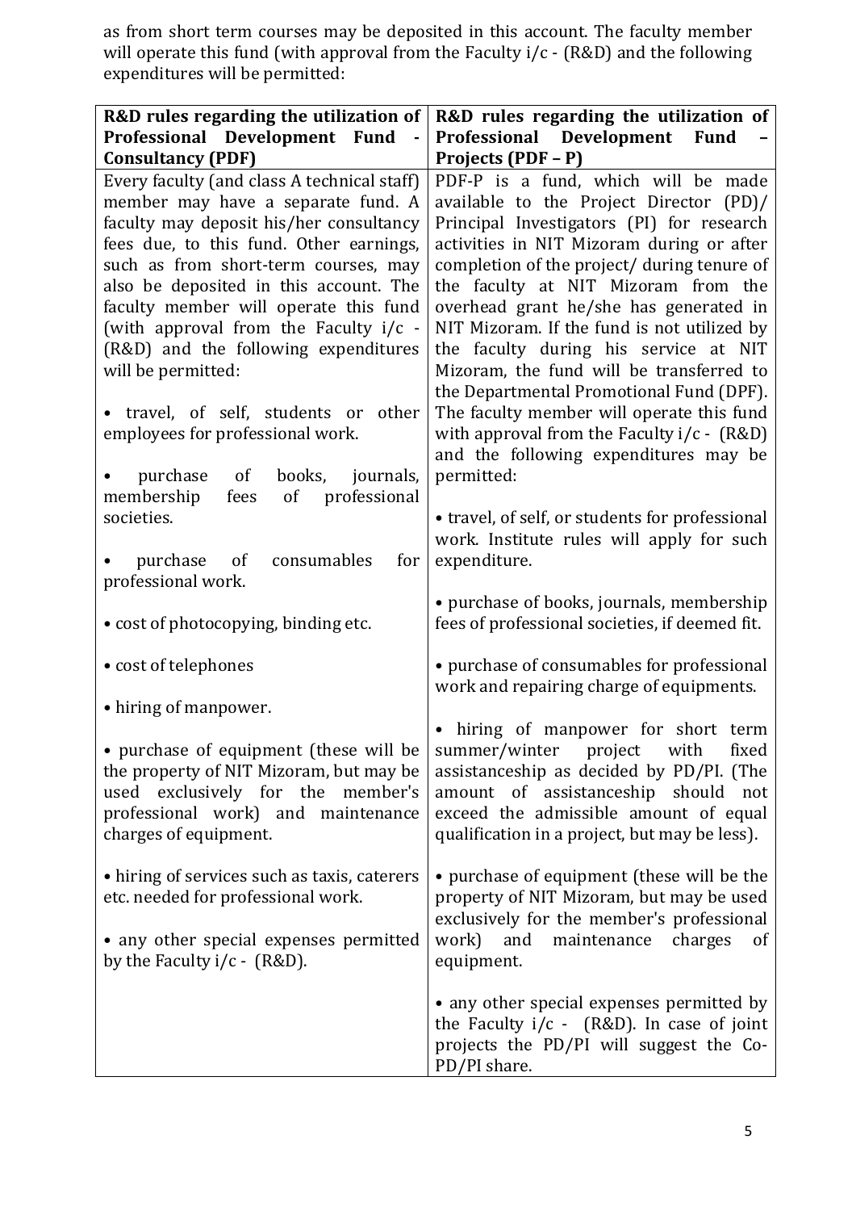as from short term courses may be deposited in this account. The faculty member will operate this fund (with approval from the Faculty i/c - (R&D) and the following expenditures will be permitted:

| **R&D rules regarding the utilization of Professional Development Fund - Consultancy (PDF)** | **R&D rules regarding the utilization of Professional Development Fund – Projects (PDF – P)** |
|---|---|
| Every faculty (and class A technical staff) member may have a separate fund. A faculty may deposit his/her consultancy fees due, to this fund. Other earnings, such as from short-term courses, may also be deposited in this account. The faculty member will operate this fund (with approval from the Faculty i/c - (R&D) and the following expenditures will be permitted:<br><br>• travel, of self, students or other employees for professional work.<br><br>• purchase of books, journals, membership fees of professional societies.<br><br>• purchase of consumables for professional work.<br><br>• cost of photocopying, binding etc.<br><br>• cost of telephones<br><br>• hiring of manpower.<br><br>• purchase of equipment (these will be the property of NIT Mizoram, but may be used exclusively for the member's professional work) and maintenance charges of equipment.<br><br>• hiring of services such as taxis, caterers etc. needed for professional work.<br><br>• any other special expenses permitted by the Faculty i/c - (R&D). | PDF-P is a fund, which will be made available to the Project Director (PD)/ Principal Investigators (PI) for research activities in NIT Mizoram during or after completion of the project/ during tenure of the faculty at NIT Mizoram from the overhead grant he/she has generated in NIT Mizoram. If the fund is not utilized by the faculty during his service at NIT Mizoram, the fund will be transferred to the Departmental Promotional Fund (DPF). The faculty member will operate this fund with approval from the Faculty i/c - (R&D) and the following expenditures may be permitted:<br><br>• travel, of self, or students for professional work. Institute rules will apply for such expenditure.<br><br>• purchase of books, journals, membership fees of professional societies, if deemed fit.<br><br>• purchase of consumables for professional work and repairing charge of equipments.<br><br>• hiring of manpower for short term summer/winter project with fixed assistanceship as decided by PD/PI. (The amount of assistanceship should not exceed the admissible amount of equal qualification in a project, but may be less).<br><br>• purchase of equipment (these will be the property of NIT Mizoram, but may be used exclusively for the member's professional work) and maintenance charges of equipment.<br><br>• any other special expenses permitted by the Faculty i/c - (R&D). In case of joint projects the PD/PI will suggest the Co-PD/PI share. |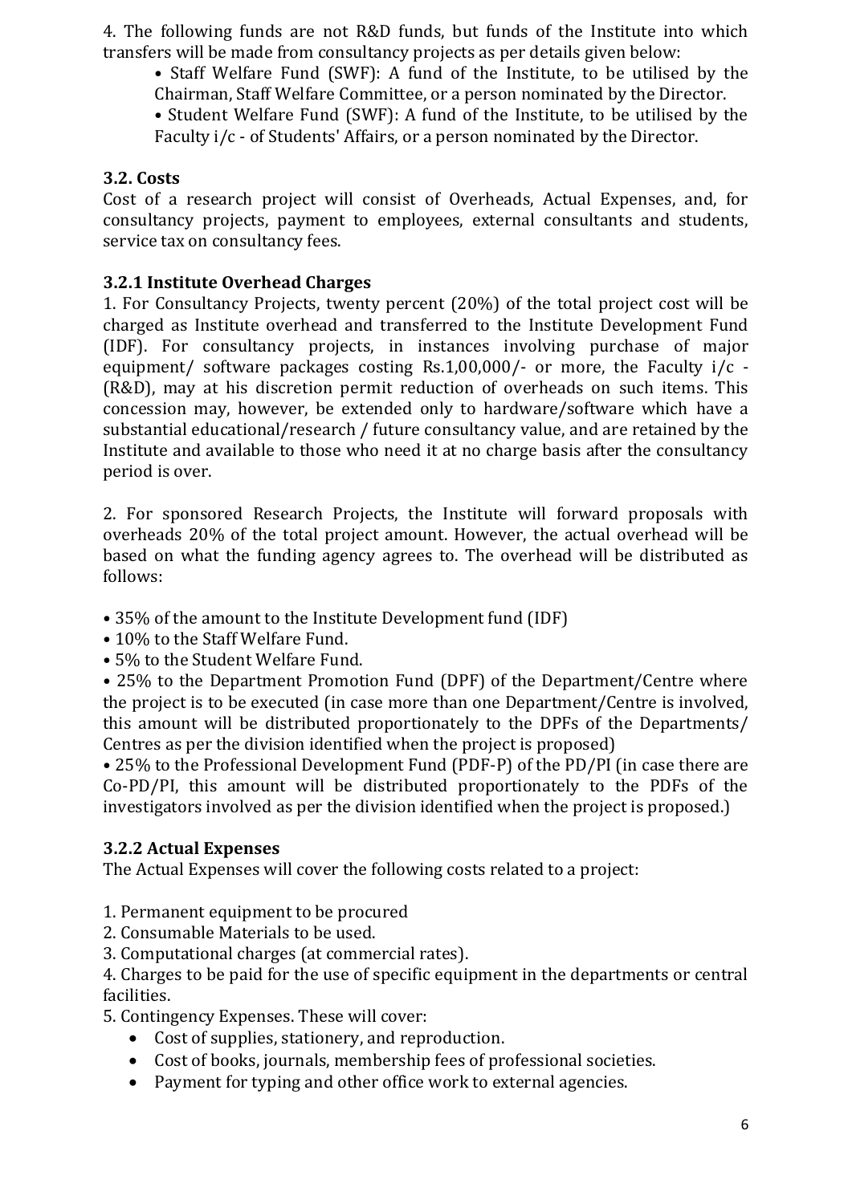4. The following funds are not R&D funds, but funds of the Institute into which transfers will be made from consultancy projects as per details given below:

- Staff Welfare Fund (SWF): A fund of the Institute, to be utilised by the Chairman, Staff Welfare Committee, or a person nominated by the Director.
- Student Welfare Fund (SWF): A fund of the Institute, to be utilised by the Faculty i/c - of Students' Affairs, or a person nominated by the Director.

### 3.2. Costs

Cost of a research project will consist of Overheads, Actual Expenses, and, for consultancy projects, payment to employees, external consultants and students, service tax on consultancy fees.

#### 3.2.1 Institute Overhead Charges

1. For Consultancy Projects, twenty percent (20%) of the total project cost will be charged as Institute overhead and transferred to the Institute Development Fund (IDF). For consultancy projects, in instances involving purchase of major equipment/ software packages costing Rs.1,00,000/- or more, the Faculty i/c - (R&D), may at his discretion permit reduction of overheads on such items. This concession may, however, be extended only to hardware/software which have a substantial educational/research / future consultancy value, and are retained by the Institute and available to those who need it at no charge basis after the consultancy period is over.

2. For sponsored Research Projects, the Institute will forward proposals with overheads 20% of the total project amount. However, the actual overhead will be based on what the funding agency agrees to. The overhead will be distributed as follows:

- 35% of the amount to the Institute Development fund (IDF)
- 10% to the Staff Welfare Fund.
- 5% to the Student Welfare Fund.
- 25% to the Department Promotion Fund (DPF) of the Department/Centre where the project is to be executed (in case more than one Department/Centre is involved, this amount will be distributed proportionately to the DPFs of the Departments/ Centres as per the division identified when the project is proposed)
- 25% to the Professional Development Fund (PDF-P) of the PD/PI (in case there are Co-PD/PI, this amount will be distributed proportionately to the PDFs of the investigators involved as per the division identified when the project is proposed.)

#### 3.2.2 Actual Expenses

The Actual Expenses will cover the following costs related to a project:

1. Permanent equipment to be procured
2. Consumable Materials to be used.
3. Computational charges (at commercial rates).
4. Charges to be paid for the use of specific equipment in the departments or central facilities.
5. Contingency Expenses. These will cover:
   - Cost of supplies, stationery, and reproduction.
   - Cost of books, journals, membership fees of professional societies.
   - Payment for typing and other office work to external agencies.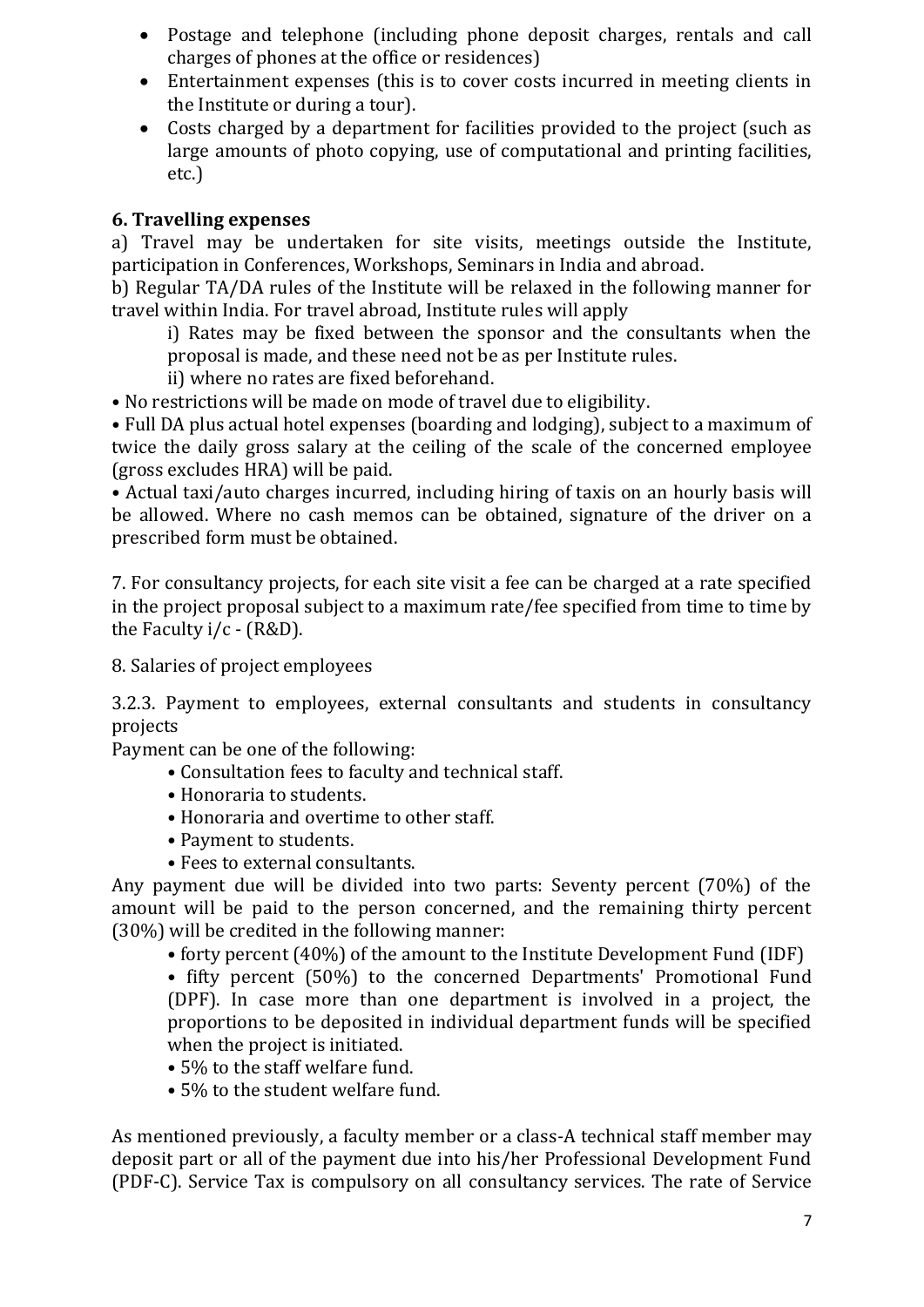- Postage and telephone (including phone deposit charges, rentals and call charges of phones at the office or residences)
- Entertainment expenses (this is to cover costs incurred in meeting clients in the Institute or during a tour).
- Costs charged by a department for facilities provided to the project (such as large amounts of photo copying, use of computational and printing facilities, etc.)

**6. Travelling expenses**

a) Travel may be undertaken for site visits, meetings outside the Institute, participation in Conferences, Workshops, Seminars in India and abroad.

b) Regular TA/DA rules of the Institute will be relaxed in the following manner for travel within India. For travel abroad, Institute rules will apply

i) Rates may be fixed between the sponsor and the consultants when the proposal is made, and these need not be as per Institute rules.

ii) where no rates are fixed beforehand.

- No restrictions will be made on mode of travel due to eligibility.
- Full DA plus actual hotel expenses (boarding and lodging), subject to a maximum of twice the daily gross salary at the ceiling of the scale of the concerned employee (gross excludes HRA) will be paid.
- Actual taxi/auto charges incurred, including hiring of taxis on an hourly basis will be allowed. Where no cash memos can be obtained, signature of the driver on a prescribed form must be obtained.

7. For consultancy projects, for each site visit a fee can be charged at a rate specified in the project proposal subject to a maximum rate/fee specified from time to time by the Faculty i/c - (R&D).

8. Salaries of project employees

3.2.3. Payment to employees, external consultants and students in consultancy projects

Payment can be one of the following:

- Consultation fees to faculty and technical staff.
- Honoraria to students.
- Honoraria and overtime to other staff.
- Payment to students.
- Fees to external consultants.

Any payment due will be divided into two parts: Seventy percent (70%) of the amount will be paid to the person concerned, and the remaining thirty percent (30%) will be credited in the following manner:

- forty percent (40%) of the amount to the Institute Development Fund (IDF)
- fifty percent (50%) to the concerned Departments' Promotional Fund (DPF). In case more than one department is involved in a project, the proportions to be deposited in individual department funds will be specified when the project is initiated.
- 5% to the staff welfare fund.
- 5% to the student welfare fund.

As mentioned previously, a faculty member or a class-A technical staff member may deposit part or all of the payment due into his/her Professional Development Fund (PDF-C). Service Tax is compulsory on all consultancy services. The rate of Service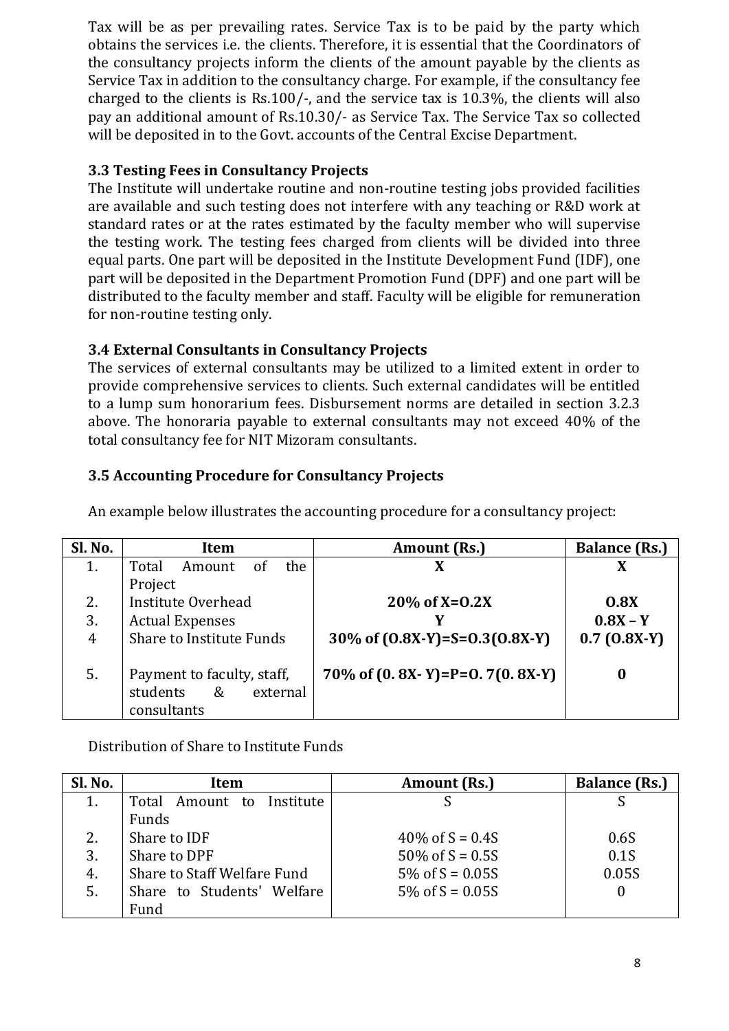Tax will be as per prevailing rates. Service Tax is to be paid by the party which obtains the services i.e. the clients. Therefore, it is essential that the Coordinators of the consultancy projects inform the clients of the amount payable by the clients as Service Tax in addition to the consultancy charge. For example, if the consultancy fee charged to the clients is Rs.100/-, and the service tax is 10.3%, the clients will also pay an additional amount of Rs.10.30/- as Service Tax. The Service Tax so collected will be deposited in to the Govt. accounts of the Central Excise Department.

### 3.3 Testing Fees in Consultancy Projects

The Institute will undertake routine and non-routine testing jobs provided facilities are available and such testing does not interfere with any teaching or R&D work at standard rates or at the rates estimated by the faculty member who will supervise the testing work. The testing fees charged from clients will be divided into three equal parts. One part will be deposited in the Institute Development Fund (IDF), one part will be deposited in the Department Promotion Fund (DPF) and one part will be distributed to the faculty member and staff. Faculty will be eligible for remuneration for non-routine testing only.

### 3.4 External Consultants in Consultancy Projects

The services of external consultants may be utilized to a limited extent in order to provide comprehensive services to clients. Such external candidates will be entitled to a lump sum honorarium fees. Disbursement norms are detailed in section 3.2.3 above. The honoraria payable to external consultants may not exceed 40% of the total consultancy fee for NIT Mizoram consultants.

### 3.5 Accounting Procedure for Consultancy Projects

An example below illustrates the accounting procedure for a consultancy project:

| Sl. No. | Item | Amount (Rs.) | Balance (Rs.) |
|---|---|---|---|
| 1. | Total Amount of the Project | **X** | **X** |
| 2. | Institute Overhead | **20% of X=0.2X** | **0.8X** |
| 3. | Actual Expenses | **Y** | **0.8X – Y** |
| 4 | Share to Institute Funds | **30% of (0.8X-Y)=S=0.3(0.8X-Y)** | **0.7 (0.8X-Y)** |
| 5. | Payment to faculty, staff, students & external consultants | **70% of (0. 8X- Y)=P=0. 7(0. 8X-Y)** | **0** |

Distribution of Share to Institute Funds

| Sl. No. | Item | Amount (Rs.) | Balance (Rs.) |
|---|---|---|---|
| 1. | Total Amount to Institute Funds | S | S |
| 2. | Share to IDF | 40% of S = 0.4S | 0.6S |
| 3. | Share to DPF | 50% of S = 0.5S | 0.1S |
| 4. | Share to Staff Welfare Fund | 5% of S = 0.05S | 0.05S |
| 5. | Share to Students' Welfare Fund | 5% of S = 0.05S | 0 |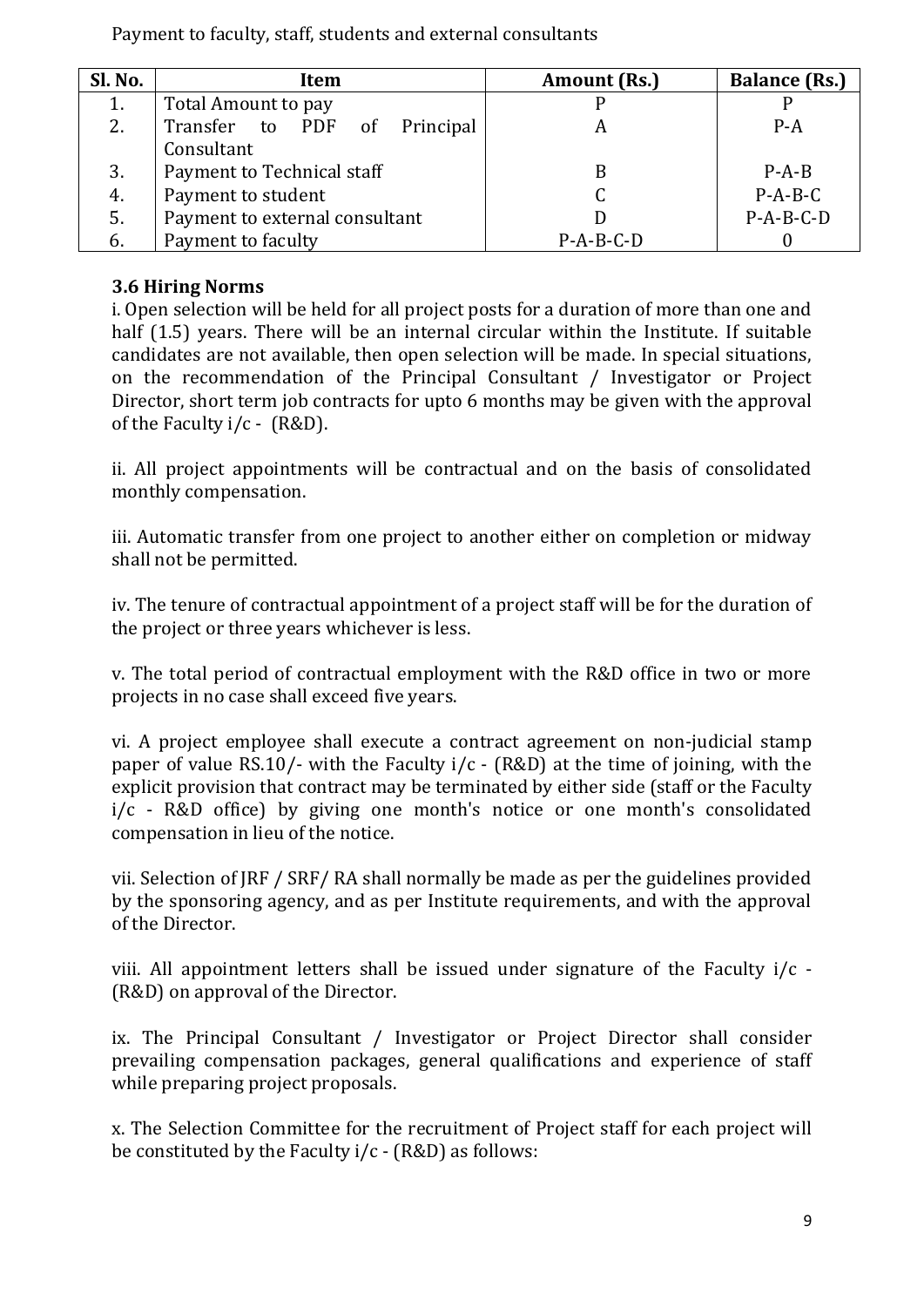Payment to faculty, staff, students and external consultants

| Sl. No. | Item | Amount (Rs.) | Balance (Rs.) |
|---|---|---|---|
| 1. | Total Amount to pay | P | P |
| 2. | Transfer to PDF of Principal Consultant | A | P-A |
| 3. | Payment to Technical staff | B | P-A-B |
| 4. | Payment to student | C | P-A-B-C |
| 5. | Payment to external consultant | D | P-A-B-C-D |
| 6. | Payment to faculty | P-A-B-C-D | 0 |

### 3.6 Hiring Norms

i. Open selection will be held for all project posts for a duration of more than one and half (1.5) years. There will be an internal circular within the Institute. If suitable candidates are not available, then open selection will be made. In special situations, on the recommendation of the Principal Consultant / Investigator or Project Director, short term job contracts for upto 6 months may be given with the approval of the Faculty i/c - (R&D).

ii. All project appointments will be contractual and on the basis of consolidated monthly compensation.

iii. Automatic transfer from one project to another either on completion or midway shall not be permitted.

iv. The tenure of contractual appointment of a project staff will be for the duration of the project or three years whichever is less.

v. The total period of contractual employment with the R&D office in two or more projects in no case shall exceed five years.

vi. A project employee shall execute a contract agreement on non-judicial stamp paper of value RS.10/- with the Faculty i/c - (R&D) at the time of joining, with the explicit provision that contract may be terminated by either side (staff or the Faculty i/c - R&D office) by giving one month's notice or one month's consolidated compensation in lieu of the notice.

vii. Selection of JRF / SRF/ RA shall normally be made as per the guidelines provided by the sponsoring agency, and as per Institute requirements, and with the approval of the Director.

viii. All appointment letters shall be issued under signature of the Faculty i/c - (R&D) on approval of the Director.

ix. The Principal Consultant / Investigator or Project Director shall consider prevailing compensation packages, general qualifications and experience of staff while preparing project proposals.

x. The Selection Committee for the recruitment of Project staff for each project will be constituted by the Faculty i/c - (R&D) as follows: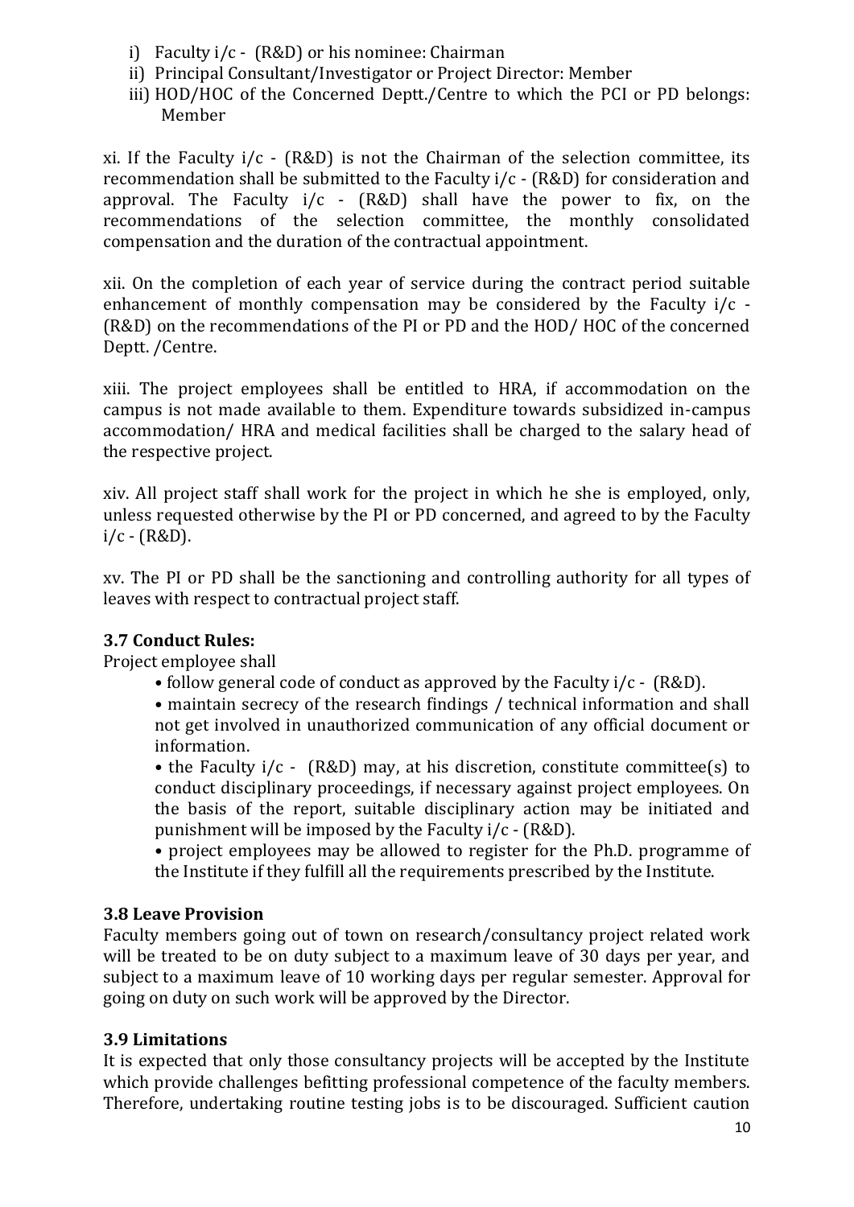i) Faculty i/c - (R&D) or his nominee: Chairman
ii) Principal Consultant/Investigator or Project Director: Member
iii) HOD/HOC of the Concerned Deptt./Centre to which the PCI or PD belongs: Member

xi. If the Faculty i/c - (R&D) is not the Chairman of the selection committee, its recommendation shall be submitted to the Faculty i/c - (R&D) for consideration and approval. The Faculty i/c - (R&D) shall have the power to fix, on the recommendations of the selection committee, the monthly consolidated compensation and the duration of the contractual appointment.

xii. On the completion of each year of service during the contract period suitable enhancement of monthly compensation may be considered by the Faculty i/c - (R&D) on the recommendations of the PI or PD and the HOD/ HOC of the concerned Deptt. /Centre.

xiii. The project employees shall be entitled to HRA, if accommodation on the campus is not made available to them. Expenditure towards subsidized in-campus accommodation/ HRA and medical facilities shall be charged to the salary head of the respective project.

xiv. All project staff shall work for the project in which he she is employed, only, unless requested otherwise by the PI or PD concerned, and agreed to by the Faculty i/c - (R&D).

xv. The PI or PD shall be the sanctioning and controlling authority for all types of leaves with respect to contractual project staff.

### 3.7 Conduct Rules:

Project employee shall

- follow general code of conduct as approved by the Faculty i/c - (R&D).
- maintain secrecy of the research findings / technical information and shall not get involved in unauthorized communication of any official document or information.
- the Faculty i/c - (R&D) may, at his discretion, constitute committee(s) to conduct disciplinary proceedings, if necessary against project employees. On the basis of the report, suitable disciplinary action may be initiated and punishment will be imposed by the Faculty i/c - (R&D).
- project employees may be allowed to register for the Ph.D. programme of the Institute if they fulfill all the requirements prescribed by the Institute.

### 3.8 Leave Provision

Faculty members going out of town on research/consultancy project related work will be treated to be on duty subject to a maximum leave of 30 days per year, and subject to a maximum leave of 10 working days per regular semester. Approval for going on duty on such work will be approved by the Director.

### 3.9 Limitations

It is expected that only those consultancy projects will be accepted by the Institute which provide challenges befitting professional competence of the faculty members. Therefore, undertaking routine testing jobs is to be discouraged. Sufficient caution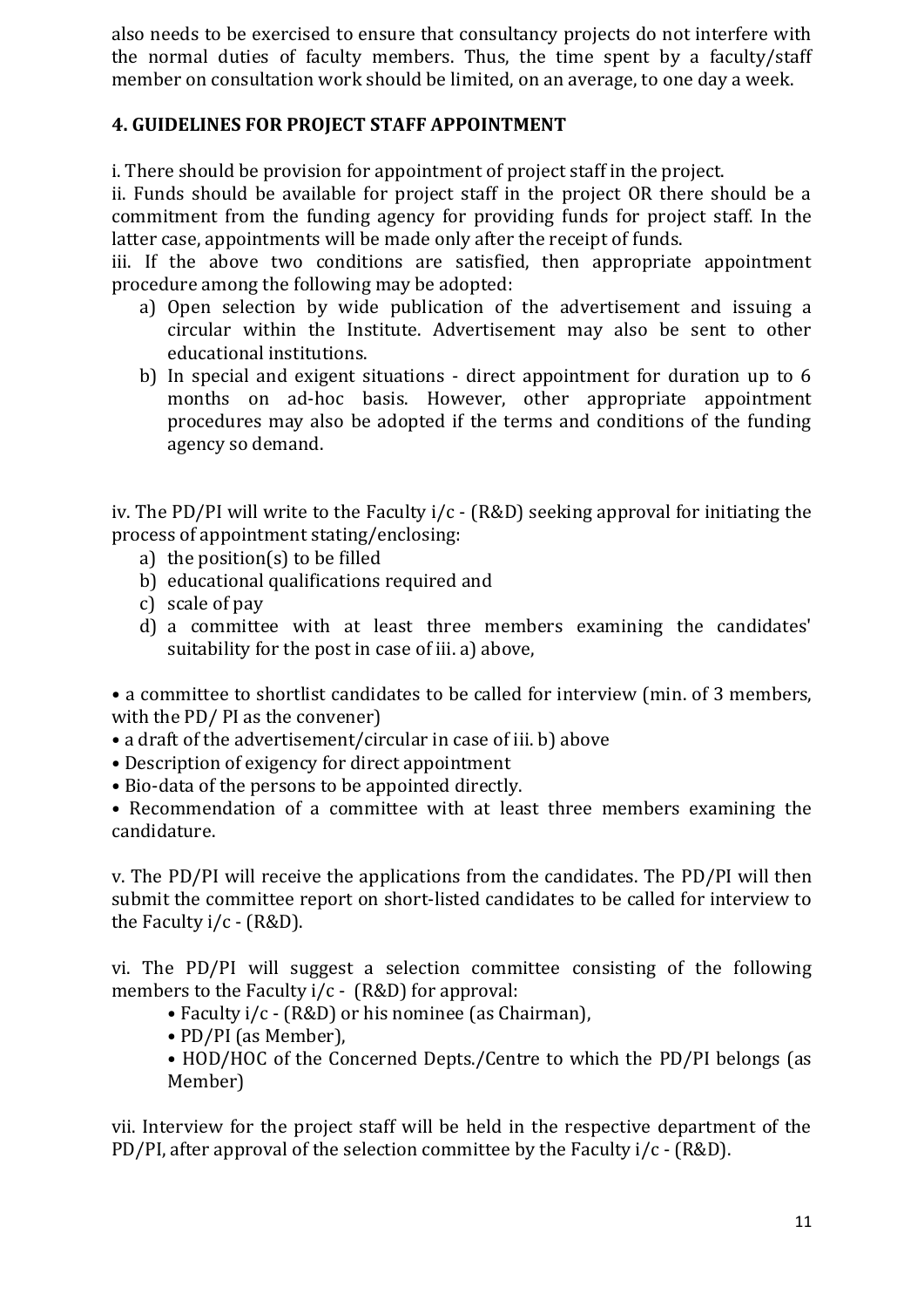also needs to be exercised to ensure that consultancy projects do not interfere with the normal duties of faculty members. Thus, the time spent by a faculty/staff member on consultation work should be limited, on an average, to one day a week.

## 4. GUIDELINES FOR PROJECT STAFF APPOINTMENT

i. There should be provision for appointment of project staff in the project.
ii. Funds should be available for project staff in the project OR there should be a commitment from the funding agency for providing funds for project staff. In the latter case, appointments will be made only after the receipt of funds.
iii. If the above two conditions are satisfied, then appropriate appointment procedure among the following may be adopted:

a) Open selection by wide publication of the advertisement and issuing a circular within the Institute. Advertisement may also be sent to other educational institutions.
b) In special and exigent situations - direct appointment for duration up to 6 months on ad-hoc basis. However, other appropriate appointment procedures may also be adopted if the terms and conditions of the funding agency so demand.

iv. The PD/PI will write to the Faculty i/c - (R&D) seeking approval for initiating the process of appointment stating/enclosing:

a) the position(s) to be filled
b) educational qualifications required and
c) scale of pay
d) a committee with at least three members examining the candidates' suitability for the post in case of iii. a) above,

- a committee to shortlist candidates to be called for interview (min. of 3 members, with the PD/ PI as the convener)
- a draft of the advertisement/circular in case of iii. b) above
- Description of exigency for direct appointment
- Bio-data of the persons to be appointed directly.
- Recommendation of a committee with at least three members examining the candidature.

v. The PD/PI will receive the applications from the candidates. The PD/PI will then submit the committee report on short-listed candidates to be called for interview to the Faculty i/c - (R&D).

vi. The PD/PI will suggest a selection committee consisting of the following members to the Faculty i/c - (R&D) for approval:

- Faculty i/c - (R&D) or his nominee (as Chairman),
- PD/PI (as Member),
- HOD/HOC of the Concerned Depts./Centre to which the PD/PI belongs (as Member)

vii. Interview for the project staff will be held in the respective department of the PD/PI, after approval of the selection committee by the Faculty i/c - (R&D).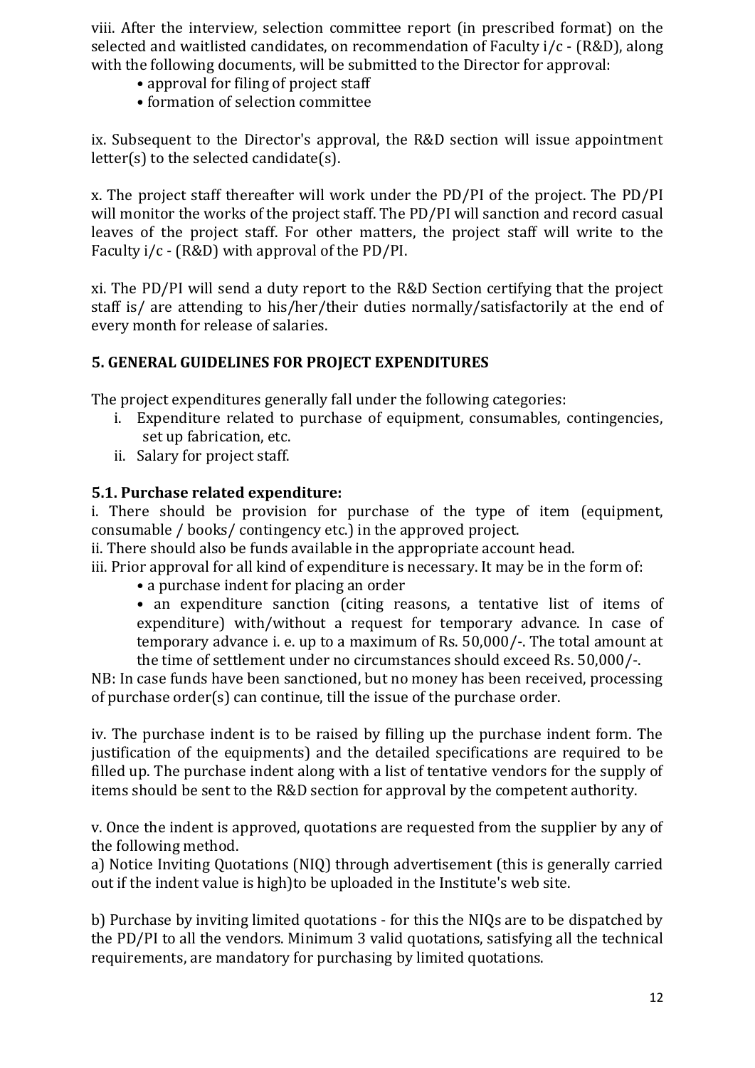viii. After the interview, selection committee report (in prescribed format) on the selected and waitlisted candidates, on recommendation of Faculty i/c - (R&D), along with the following documents, will be submitted to the Director for approval:

- approval for filing of project staff
- formation of selection committee

ix. Subsequent to the Director's approval, the R&D section will issue appointment letter(s) to the selected candidate(s).

x. The project staff thereafter will work under the PD/PI of the project. The PD/PI will monitor the works of the project staff. The PD/PI will sanction and record casual leaves of the project staff. For other matters, the project staff will write to the Faculty i/c - (R&D) with approval of the PD/PI.

xi. The PD/PI will send a duty report to the R&D Section certifying that the project staff is/ are attending to his/her/their duties normally/satisfactorily at the end of every month for release of salaries.

## 5. GENERAL GUIDELINES FOR PROJECT EXPENDITURES

The project expenditures generally fall under the following categories:

i. Expenditure related to purchase of equipment, consumables, contingencies, set up fabrication, etc.
ii. Salary for project staff.

### 5.1. Purchase related expenditure:

i. There should be provision for purchase of the type of item (equipment, consumable / books/ contingency etc.) in the approved project.

ii. There should also be funds available in the appropriate account head.

iii. Prior approval for all kind of expenditure is necessary. It may be in the form of:

- a purchase indent for placing an order
- an expenditure sanction (citing reasons, a tentative list of items of expenditure) with/without a request for temporary advance. In case of temporary advance i. e. up to a maximum of Rs. 50,000/-. The total amount at the time of settlement under no circumstances should exceed Rs. 50,000/-.

NB: In case funds have been sanctioned, but no money has been received, processing of purchase order(s) can continue, till the issue of the purchase order.

iv. The purchase indent is to be raised by filling up the purchase indent form. The justification of the equipments) and the detailed specifications are required to be filled up. The purchase indent along with a list of tentative vendors for the supply of items should be sent to the R&D section for approval by the competent authority.

v. Once the indent is approved, quotations are requested from the supplier by any of the following method.

a) Notice Inviting Quotations (NIQ) through advertisement (this is generally carried out if the indent value is high)to be uploaded in the Institute's web site.

b) Purchase by inviting limited quotations - for this the NIQs are to be dispatched by the PD/PI to all the vendors. Minimum 3 valid quotations, satisfying all the technical requirements, are mandatory for purchasing by limited quotations.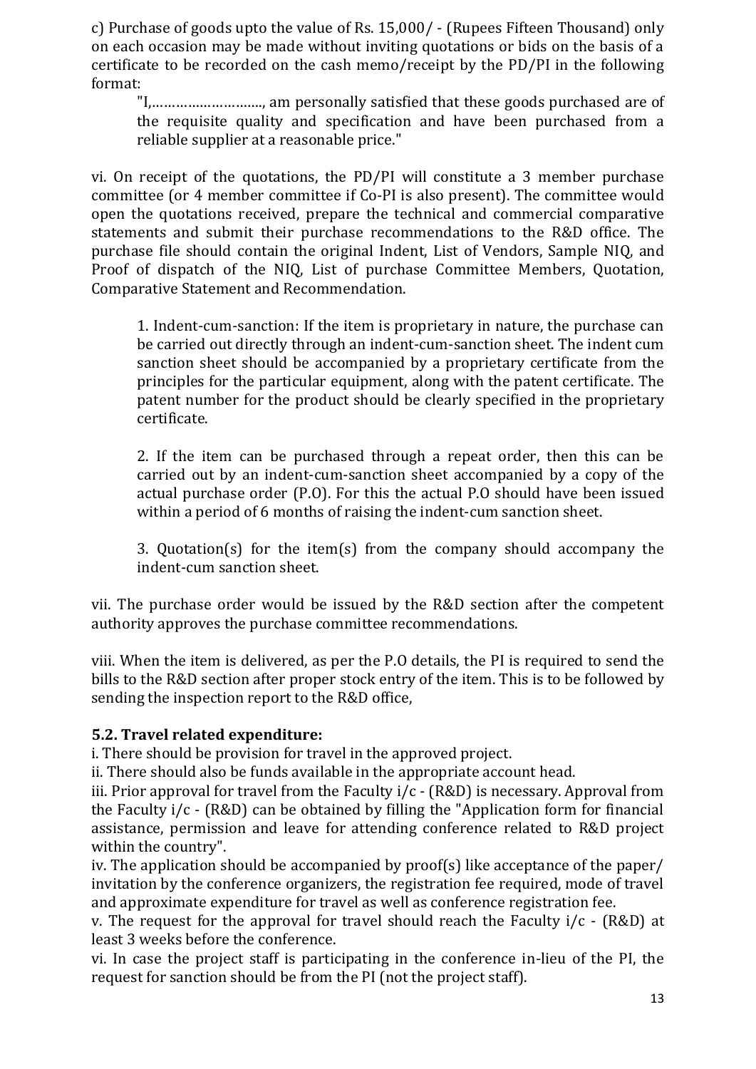c) Purchase of goods upto the value of Rs. 15,000/ - (Rupees Fifteen Thousand) only on each occasion may be made without inviting quotations or bids on the basis of a certificate to be recorded on the cash memo/receipt by the PD/PI in the following format:

> "I,……………………….., am personally satisfied that these goods purchased are of the requisite quality and specification and have been purchased from a reliable supplier at a reasonable price."

vi. On receipt of the quotations, the PD/PI will constitute a 3 member purchase committee (or 4 member committee if Co-PI is also present). The committee would open the quotations received, prepare the technical and commercial comparative statements and submit their purchase recommendations to the R&D office. The purchase file should contain the original Indent, List of Vendors, Sample NIQ, and Proof of dispatch of the NIQ, List of purchase Committee Members, Quotation, Comparative Statement and Recommendation.

> 1. Indent-cum-sanction: If the item is proprietary in nature, the purchase can be carried out directly through an indent-cum-sanction sheet. The indent cum sanction sheet should be accompanied by a proprietary certificate from the principles for the particular equipment, along with the patent certificate. The patent number for the product should be clearly specified in the proprietary certificate.
>
> 2. If the item can be purchased through a repeat order, then this can be carried out by an indent-cum-sanction sheet accompanied by a copy of the actual purchase order (P.O). For this the actual P.O should have been issued within a period of 6 months of raising the indent-cum sanction sheet.
>
> 3. Quotation(s) for the item(s) from the company should accompany the indent-cum sanction sheet.

vii. The purchase order would be issued by the R&D section after the competent authority approves the purchase committee recommendations.

viii. When the item is delivered, as per the P.O details, the PI is required to send the bills to the R&D section after proper stock entry of the item. This is to be followed by sending the inspection report to the R&D office,

### 5.2. Travel related expenditure:

i. There should be provision for travel in the approved project.
ii. There should also be funds available in the appropriate account head.
iii. Prior approval for travel from the Faculty i/c - (R&D) is necessary. Approval from the Faculty i/c - (R&D) can be obtained by filling the "Application form for financial assistance, permission and leave for attending conference related to R&D project within the country".
iv. The application should be accompanied by proof(s) like acceptance of the paper/ invitation by the conference organizers, the registration fee required, mode of travel and approximate expenditure for travel as well as conference registration fee.
v. The request for the approval for travel should reach the Faculty i/c - (R&D) at least 3 weeks before the conference.
vi. In case the project staff is participating in the conference in-lieu of the PI, the request for sanction should be from the PI (not the project staff).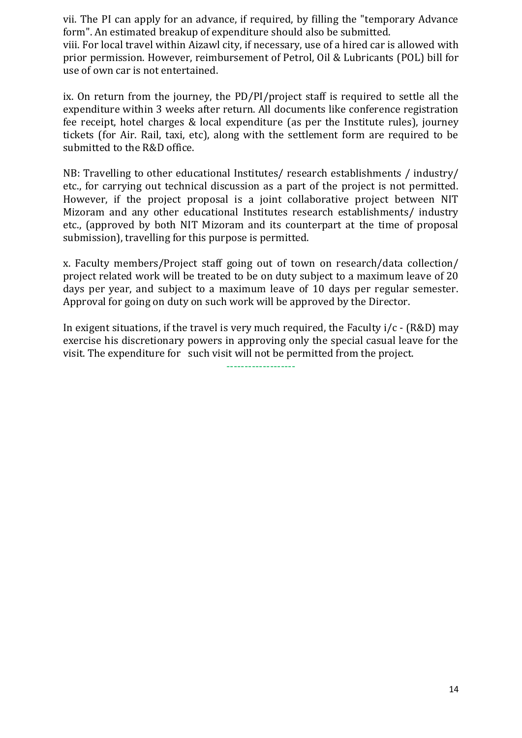vii. The PI can apply for an advance, if required, by filling the "temporary Advance form". An estimated breakup of expenditure should also be submitted.

viii. For local travel within Aizawl city, if necessary, use of a hired car is allowed with prior permission. However, reimbursement of Petrol, Oil & Lubricants (POL) bill for use of own car is not entertained.

ix. On return from the journey, the PD/PI/project staff is required to settle all the expenditure within 3 weeks after return. All documents like conference registration fee receipt, hotel charges & local expenditure (as per the Institute rules), journey tickets (for Air. Rail, taxi, etc), along with the settlement form are required to be submitted to the R&D office.

NB: Travelling to other educational Institutes/ research establishments / industry/ etc., for carrying out technical discussion as a part of the project is not permitted. However, if the project proposal is a joint collaborative project between NIT Mizoram and any other educational Institutes research establishments/ industry etc., (approved by both NIT Mizoram and its counterpart at the time of proposal submission), travelling for this purpose is permitted.

x. Faculty members/Project staff going out of town on research/data collection/ project related work will be treated to be on duty subject to a maximum leave of 20 days per year, and subject to a maximum leave of 10 days per regular semester. Approval for going on duty on such work will be approved by the Director.

In exigent situations, if the travel is very much required, the Faculty i/c - (R&D) may exercise his discretionary powers in approving only the special casual leave for the visit. The expenditure for such visit will not be permitted from the project.

-------------------